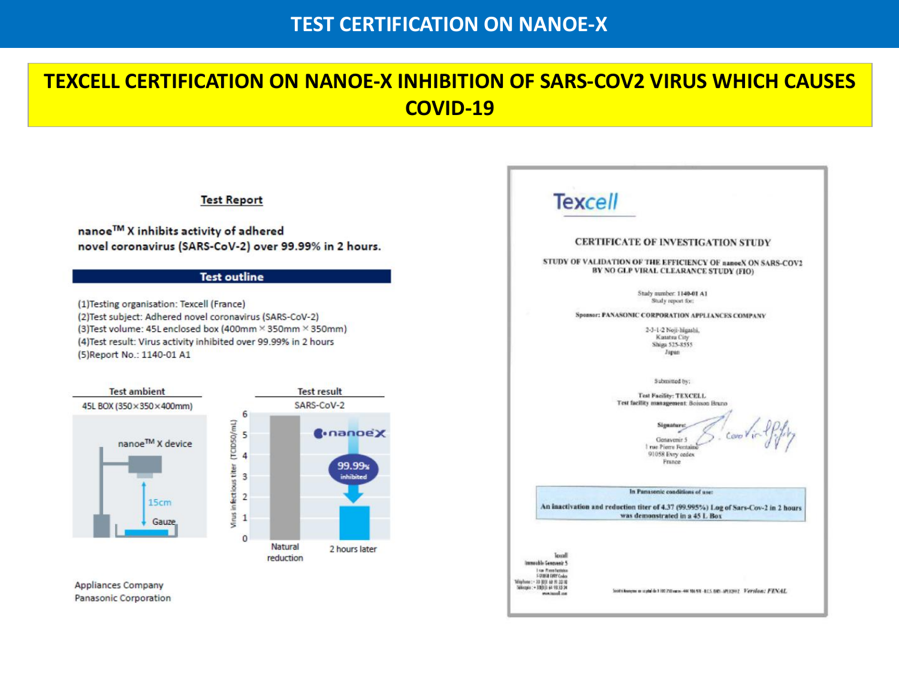# TEST CERTIFICATION ON NANOE-X

## TEXCELL CERTIFICATION ON NANOE-X INHIBITION OF SARS-COV2 VIRUS WHICH CAUSES COVID-19

### Test Report

**nanoe™ X inhibits activity of adhered novel coronavirus (SARS-CoV-2) over 99.99% in 2 hours.**

**Test outline**

(1)Testing organisation: Texcell (France)
(2)Test subject: Adhered novel coronavirus (SARS-CoV-2)
(3)Test volume: 45L enclosed box (400mm × 350mm × 350mm)
(4)Test result: Virus activity inhibited over 99.99% in 2 hours
(5)Report No.: 1140-01 A1

**Test ambient**

45L BOX (350×350×400mm)

nanoe™ X device

15cm

Gauze

**Test result**

SARS-CoV-2

Virus infectious titer (TCID50/mL)

nanoeX

99.99% inhibited

Natural reduction

2 hours later

Appliances Company
Panasonic Corporation

---

Texcell

CERTIFICATE OF INVESTIGATION STUDY

STUDY OF VALIDATION OF THE EFFICIENCY OF nanoeX ON SARS-COV2 BY NO GLP VIRAL CLEARANCE STUDY (FIO)

Study number: 1140-01 A1
Study report for:

Sponsor: PANASONIC CORPORATION APPLIANCES COMPANY

2-3-1-2 Noji-higashi,
Kusatsu City
Shiga 525-8555
Japan

Submitted by:

Test Facility: TEXCELL
Test facility management: Boisson Bruno

Signature:

Genavenir 5
1 rue Pierre Fontaine
91058 Evry cedex
France

In Panasonic conditions of use:

An inactivation and reduction titer of 4.37 (99.995%) Log of Sars-Cov-2 in 2 hours was demonstrated in a 45 L Box

Version: FINAL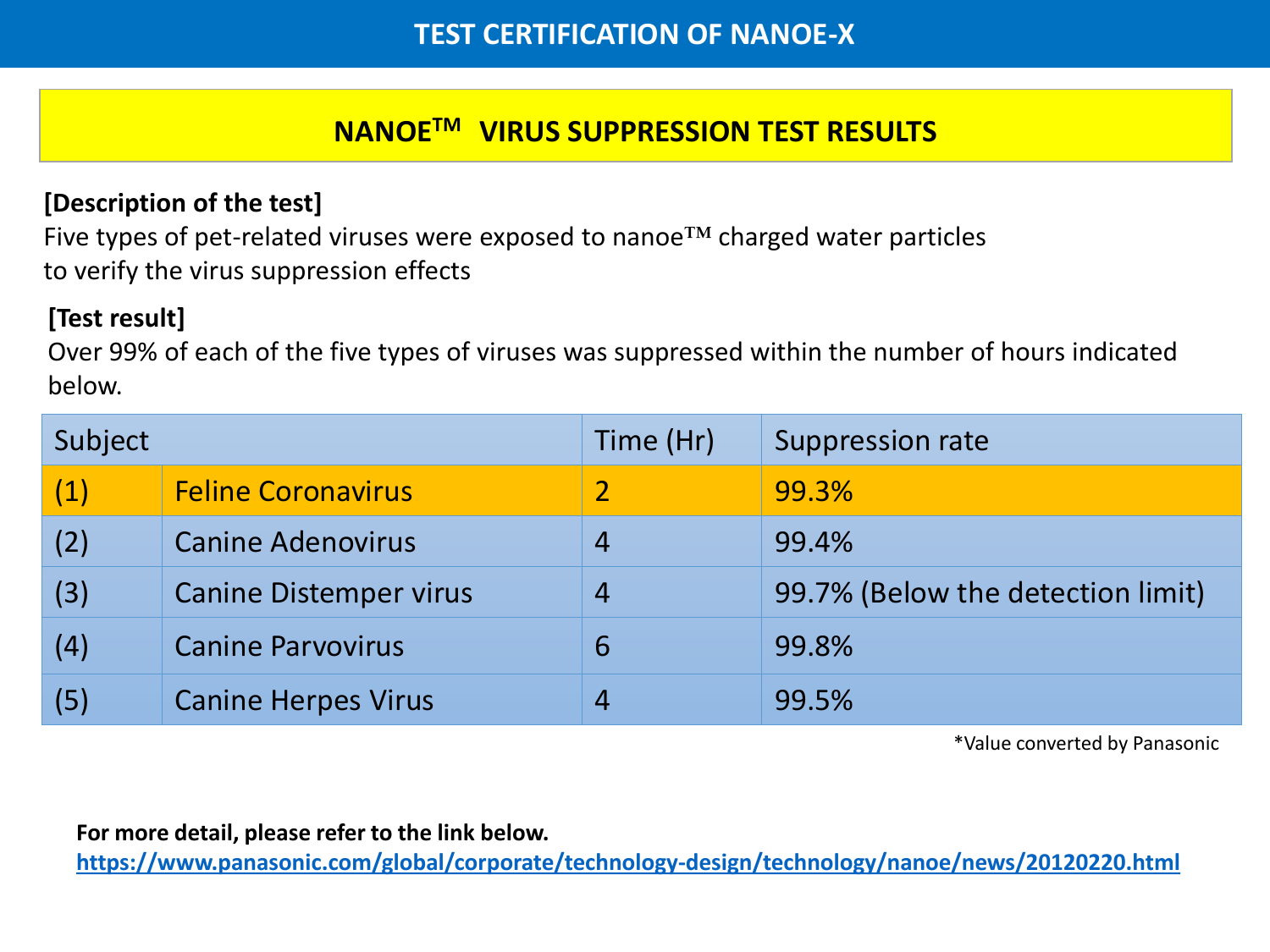# TEST CERTIFICATION OF NANOE-X

## NANOE™ VIRUS SUPPRESSION TEST RESULTS

**[Description of the test]**
Five types of pet-related viruses were exposed to nanoe™ charged water particles to verify the virus suppression effects

**[Test result]**
Over 99% of each of the five types of viruses was suppressed within the number of hours indicated below.

| Subject | | Time (Hr) | Suppression rate |
|---|---|---|---|
| (1) | Feline Coronavirus | 2 | 99.3% |
| (2) | Canine Adenovirus | 4 | 99.4% |
| (3) | Canine Distemper virus | 4 | 99.7% (Below the detection limit) |
| (4) | Canine Parvovirus | 6 | 99.8% |
| (5) | Canine Herpes Virus | 4 | 99.5% |

*Value converted by Panasonic

**For more detail, please refer to the link below.**
**https://www.panasonic.com/global/corporate/technology-design/technology/nanoe/news/20120220.html**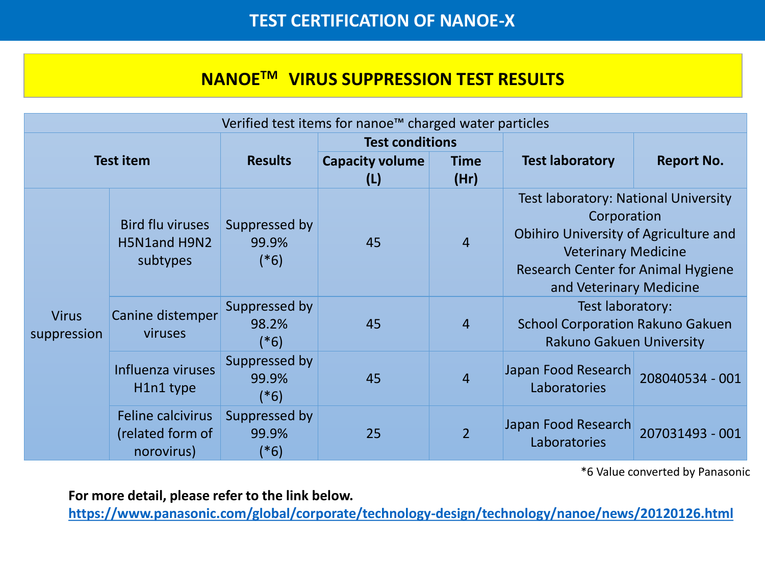# TEST CERTIFICATION OF NANOE-X

## NANOE™ VIRUS SUPPRESSION TEST RESULTS

| Verified test items for nanoe™ charged water particles | | | | | | |
|---|---|---|---|---|---|---|
| **Test item** | | **Results** | **Test conditions** | | **Test laboratory** | **Report No.** |
| | | | **Capacity volume (L)** | **Time (Hr)** | | |
| Virus suppression | Bird flu viruses H5N1and H9N2 subtypes | Suppressed by 99.9% (*6) | 45 | 4 | Test laboratory: National University Corporation Obihiro University of Agriculture and Veterinary Medicine Research Center for Animal Hygiene and Veterinary Medicine | |
| | Canine distemper viruses | Suppressed by 98.2% (*6) | 45 | 4 | Test laboratory: School Corporation Rakuno Gakuen Rakuno Gakuen University | |
| | Influenza viruses H1n1 type | Suppressed by 99.9% (*6) | 45 | 4 | Japan Food Research Laboratories | 208040534 - 001 |
| | Feline calcivirus (related form of norovirus) | Suppressed by 99.9% (*6) | 25 | 2 | Japan Food Research Laboratories | 207031493 - 001 |

*6 Value converted by Panasonic

**For more detail, please refer to the link below.**
**https://www.panasonic.com/global/corporate/technology-design/technology/nanoe/news/20120126.html**